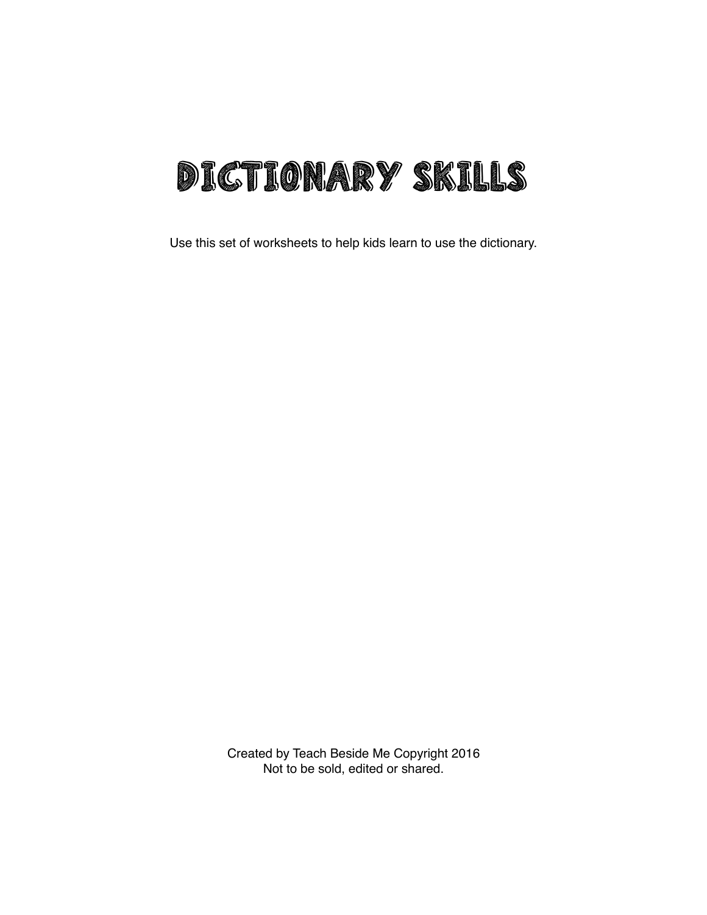# DICTIONARY SKILLS

Use this set of worksheets to help kids learn to use the dictionary.

Created by Teach Beside Me Copyright 2016
Not to be sold, edited or shared.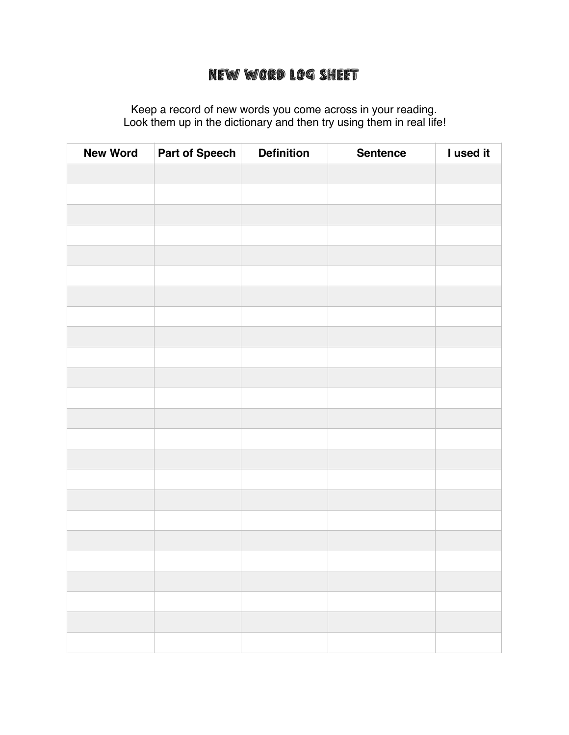# New Word Log Sheet

Keep a record of new words you come across in your reading.
Look them up in the dictionary and then try using them in real life!

| New Word | Part of Speech | Definition | Sentence | I used it |
|---|---|---|---|---|
| | | | | |
| | | | | |
| | | | | |
| | | | | |
| | | | | |
| | | | | |
| | | | | |
| | | | | |
| | | | | |
| | | | | |
| | | | | |
| | | | | |
| | | | | |
| | | | | |
| | | | | |
| | | | | |
| | | | | |
| | | | | |
| | | | | |
| | | | | |
| | | | | |
| | | | | |
| | | | | |
| | | | | |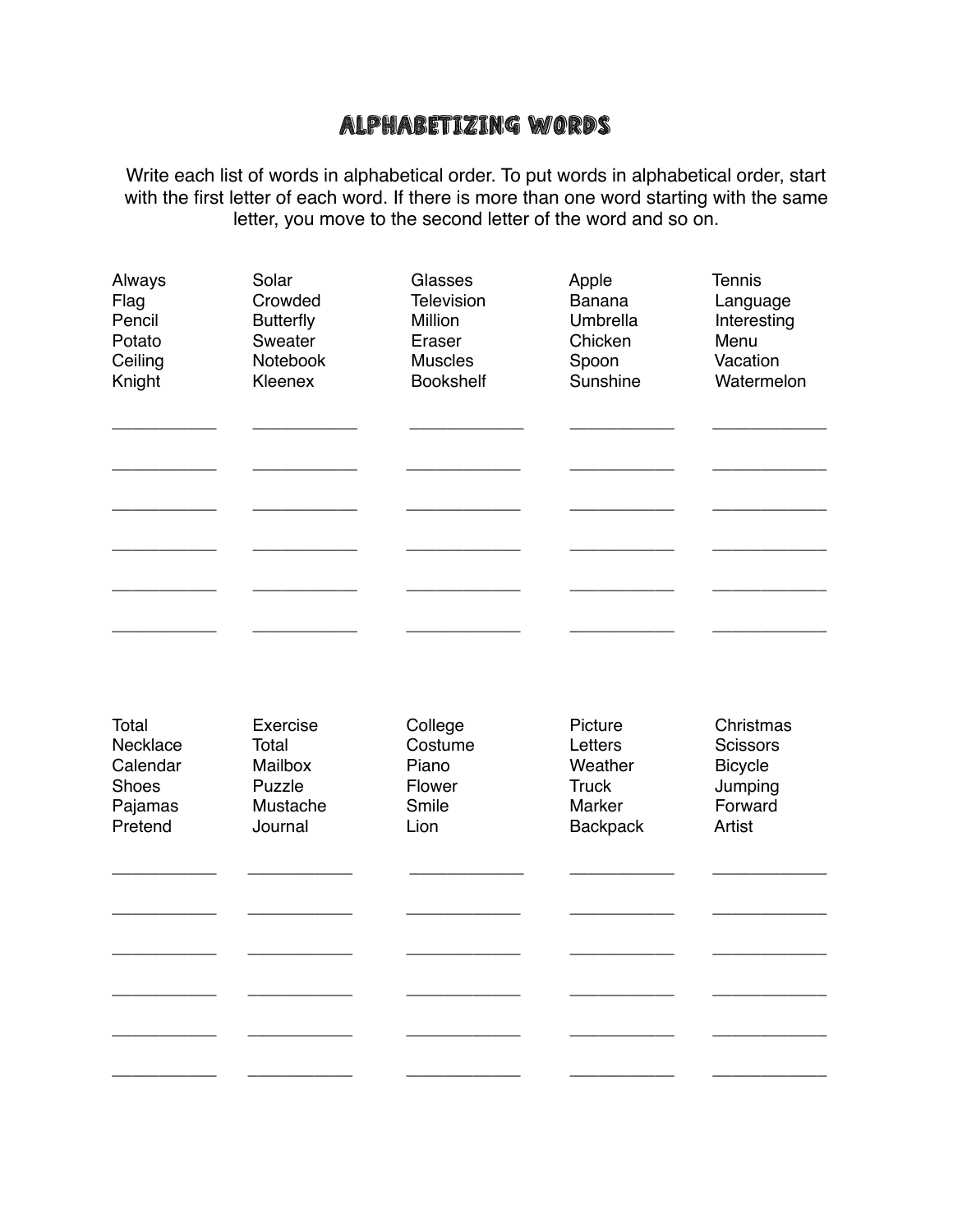# Alphabetizing Words

Write each list of words in alphabetical order. To put words in alphabetical order, start with the first letter of each word. If there is more than one word starting with the same letter, you move to the second letter of the word and so on.

| | | | | |
|---|---|---|---|---|
| Always | Solar | Glasses | Apple | Tennis |
| Flag | Crowded | Television | Banana | Language |
| Pencil | Butterfly | Million | Umbrella | Interesting |
| Potato | Sweater | Eraser | Chicken | Menu |
| Ceiling | Notebook | Muscles | Spoon | Vacation |
| Knight | Kleenex | Bookshelf | Sunshine | Watermelon |
| ___________ | ___________ | ___________ | ___________ | ___________ |
| ___________ | ___________ | ___________ | ___________ | ___________ |
| ___________ | ___________ | ___________ | ___________ | ___________ |
| ___________ | ___________ | ___________ | ___________ | ___________ |
| ___________ | ___________ | ___________ | ___________ | ___________ |
| ___________ | ___________ | ___________ | ___________ | ___________ |

| | | | | |
|---|---|---|---|---|
| Total | Exercise | College | Picture | Christmas |
| Necklace | Total | Costume | Letters | Scissors |
| Calendar | Mailbox | Piano | Weather | Bicycle |
| Shoes | Puzzle | Flower | Truck | Jumping |
| Pajamas | Mustache | Smile | Marker | Forward |
| Pretend | Journal | Lion | Backpack | Artist |
| ___________ | ___________ | ___________ | ___________ | ___________ |
| ___________ | ___________ | ___________ | ___________ | ___________ |
| ___________ | ___________ | ___________ | ___________ | ___________ |
| ___________ | ___________ | ___________ | ___________ | ___________ |
| ___________ | ___________ | ___________ | ___________ | ___________ |
| ___________ | ___________ | ___________ | ___________ | ___________ |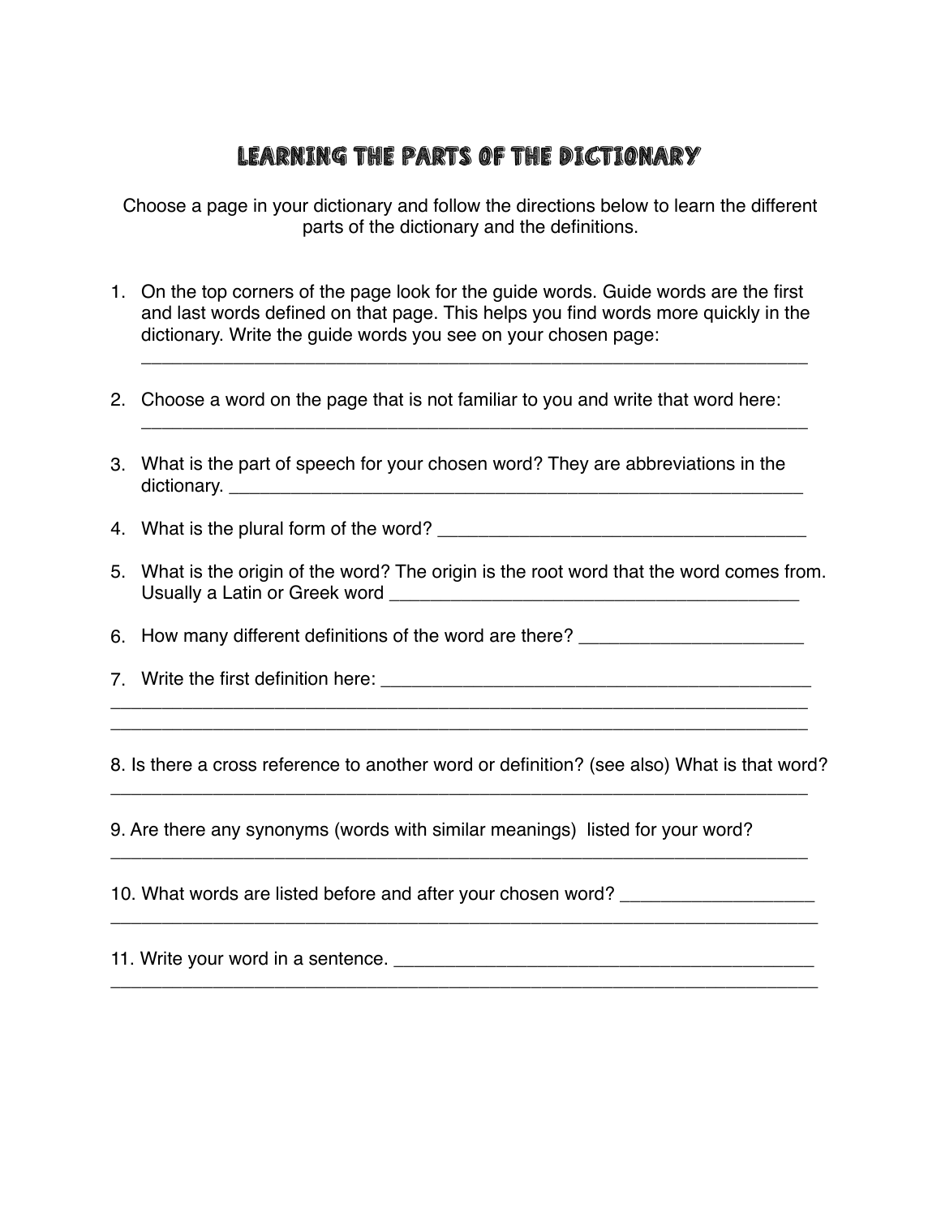# Learning the Parts of the Dictionary

Choose a page in your dictionary and follow the directions below to learn the different parts of the dictionary and the definitions.

1. On the top corners of the page look for the guide words. Guide words are the first and last words defined on that page. This helps you find words more quickly in the dictionary. Write the guide words you see on your chosen page:
   ______________________________________________________________

2. Choose a word on the page that is not familiar to you and write that word here:
   ______________________________________________________________

3. What is the part of speech for your chosen word? They are abbreviations in the dictionary. ____________________________________________

4. What is the plural form of the word? ____________________________

5. What is the origin of the word? The origin is the root word that the word comes from. Usually a Latin or Greek word ______________________________

6. How many different definitions of the word are there? ________________

7. Write the first definition here: ___________________________________
______________________________________________________________
______________________________________________________________

8. Is there a cross reference to another word or definition? (see also) What is that word?
______________________________________________________________

9. Are there any synonyms (words with similar meanings) listed for your word?
______________________________________________________________

10. What words are listed before and after your chosen word? ______________
______________________________________________________________

11. Write your word in a sentence. ___________________________________
______________________________________________________________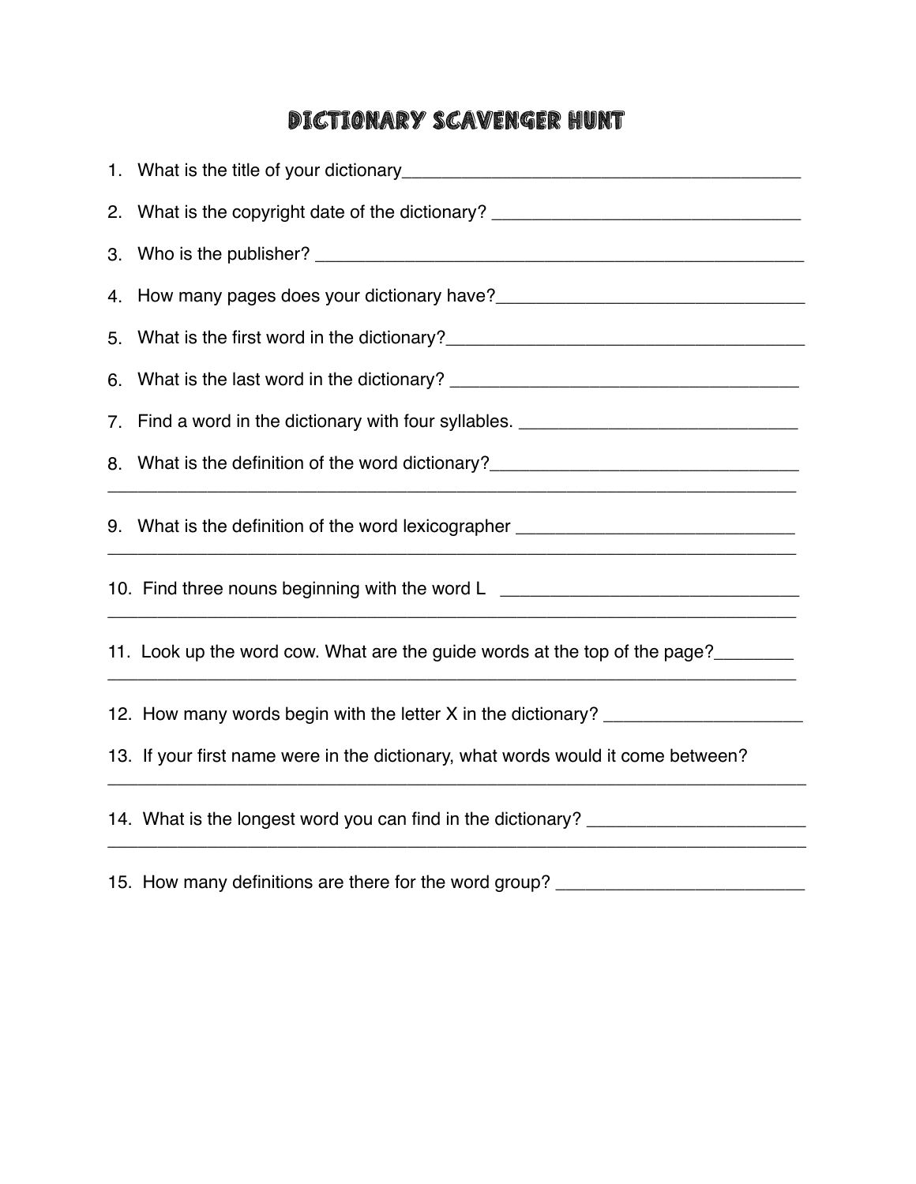# DICTIONARY SCAVENGER HUNT

1. What is the title of your dictionary_________________________________________
2. What is the copyright date of the dictionary? _______________________________
3. Who is the publisher? _________________________________________________
4. How many pages does your dictionary have?_______________________________
5. What is the first word in the dictionary?____________________________________
6. What is the last word in the dictionary? ___________________________________
7. Find a word in the dictionary with four syllables. ___________________________
8. What is the definition of the word dictionary?_______________________________
_____________________________________________________________________
9. What is the definition of the word lexicographer ____________________________
_____________________________________________________________________
10. Find three nouns beginning with the word L ______________________________
_____________________________________________________________________
11. Look up the word cow. What are the guide words at the top of the page?________
_____________________________________________________________________
12. How many words begin with the letter X in the dictionary? ___________________
13. If your first name were in the dictionary, what words would it come between?
_____________________________________________________________________
14. What is the longest word you can find in the dictionary? _____________________
_____________________________________________________________________
15. How many definitions are there for the word group? ________________________